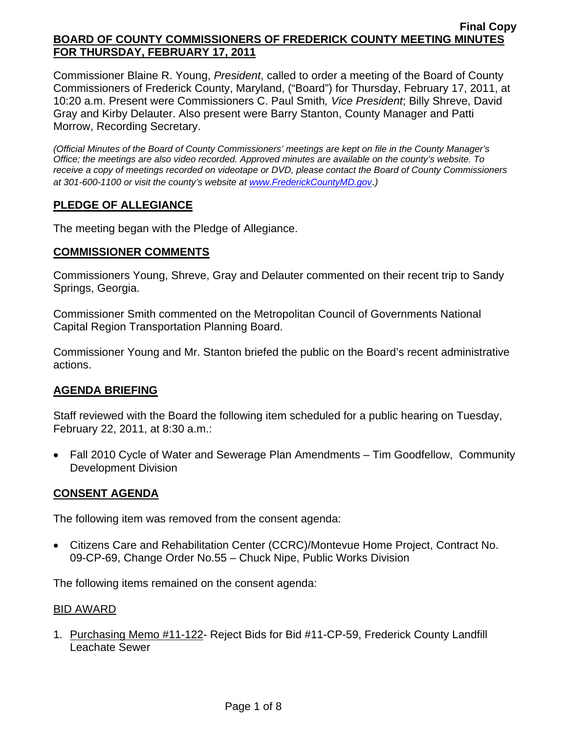**Final Copy**

**BOARD OF COUNTY COMMISSIONERS OF FREDERICK COUNTY MEETING MINUTES FOR THURSDAY, FEBRUARY 17, 2011**

Commissioner Blaine R. Young, *President*, called to order a meeting of the Board of County Commissioners of Frederick County, Maryland, ("Board") for Thursday, February 17, 2011, at 10:20 a.m. Present were Commissioners C. Paul Smith*, Vice President*; Billy Shreve, David Gray and Kirby Delauter. Also present were Barry Stanton, County Manager and Patti Morrow, Recording Secretary.

*(Official Minutes of the Board of County Commissioners' meetings are kept on file in the County Manager's Office; the meetings are also video recorded. Approved minutes are available on the county's website. To receive a copy of meetings recorded on videotape or DVD, please contact the Board of County Commissioners at 301-600-1100 or visit the county's website at www.FrederickCountyMD.gov.)*

## PLEDGE OF ALLEGIANCE

The meeting began with the Pledge of Allegiance.

## COMMISSIONER COMMENTS

Commissioners Young, Shreve, Gray and Delauter commented on their recent trip to Sandy Springs, Georgia.

Commissioner Smith commented on the Metropolitan Council of Governments National Capital Region Transportation Planning Board.

Commissioner Young and Mr. Stanton briefed the public on the Board's recent administrative actions.

## AGENDA BRIEFING

Staff reviewed with the Board the following item scheduled for a public hearing on Tuesday, February 22, 2011, at 8:30 a.m.:

- Fall 2010 Cycle of Water and Sewerage Plan Amendments – Tim Goodfellow, Community Development Division

## CONSENT AGENDA

The following item was removed from the consent agenda:

- Citizens Care and Rehabilitation Center (CCRC)/Montevue Home Project, Contract No. 09-CP-69, Change Order No.55 – Chuck Nipe, Public Works Division

The following items remained on the consent agenda:

BID AWARD

1. Purchasing Memo #11-122- Reject Bids for Bid #11-CP-59, Frederick County Landfill Leachate Sewer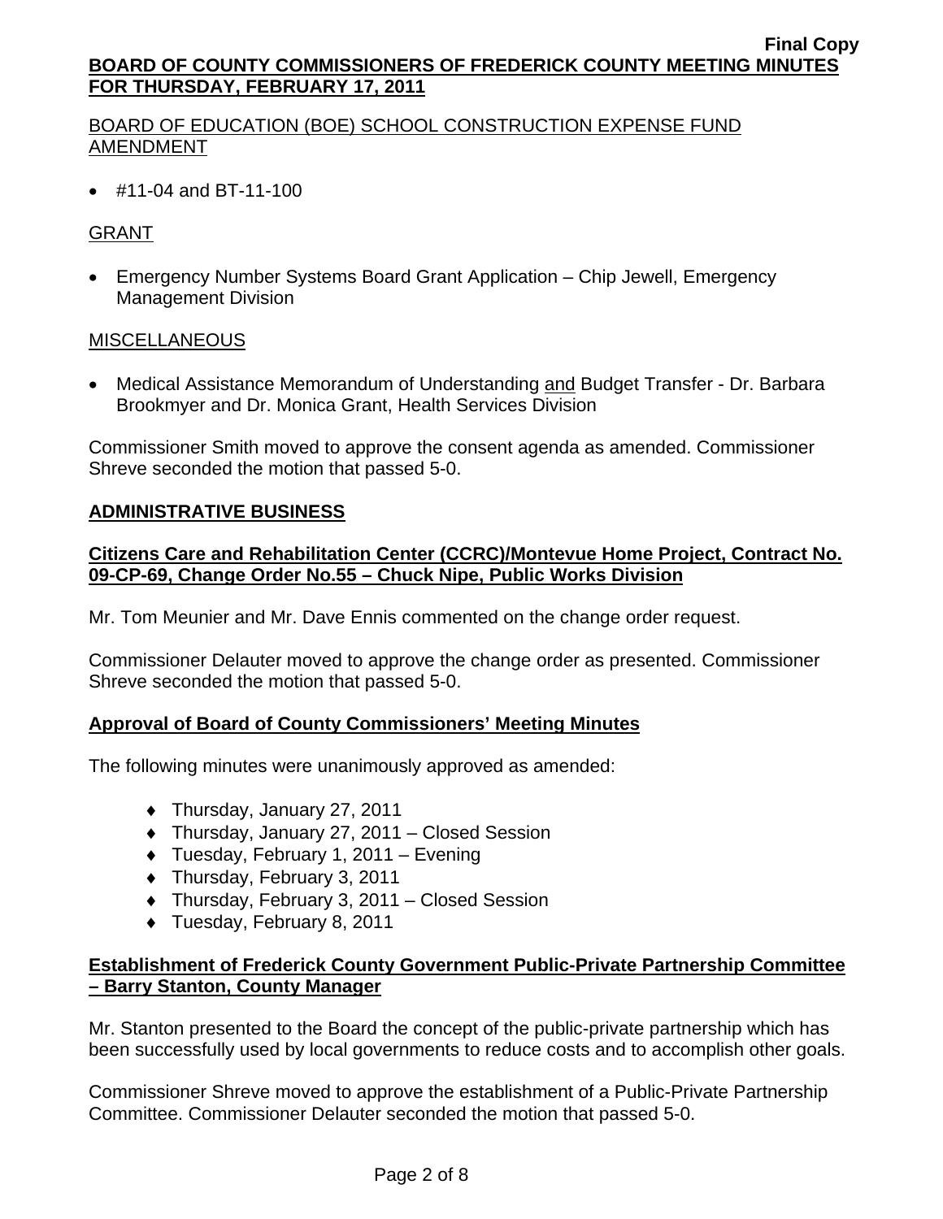BOARD OF EDUCATION (BOE) SCHOOL CONSTRUCTION EXPENSE FUND AMENDMENT

- #11-04 and BT-11-100

GRANT

- Emergency Number Systems Board Grant Application – Chip Jewell, Emergency Management Division

MISCELLANEOUS

- Medical Assistance Memorandum of Understanding and Budget Transfer - Dr. Barbara Brookmyer and Dr. Monica Grant, Health Services Division

Commissioner Smith moved to approve the consent agenda as amended. Commissioner Shreve seconded the motion that passed 5-0.

## ADMINISTRATIVE BUSINESS

### Citizens Care and Rehabilitation Center (CCRC)/Montevue Home Project, Contract No. 09-CP-69, Change Order No.55 – Chuck Nipe, Public Works Division

Mr. Tom Meunier and Mr. Dave Ennis commented on the change order request.

Commissioner Delauter moved to approve the change order as presented. Commissioner Shreve seconded the motion that passed 5-0.

### Approval of Board of County Commissioners' Meeting Minutes

The following minutes were unanimously approved as amended:

- Thursday, January 27, 2011
- Thursday, January 27, 2011 – Closed Session
- Tuesday, February 1, 2011 – Evening
- Thursday, February 3, 2011
- Thursday, February 3, 2011 – Closed Session
- Tuesday, February 8, 2011

### Establishment of Frederick County Government Public-Private Partnership Committee – Barry Stanton, County Manager

Mr. Stanton presented to the Board the concept of the public-private partnership which has been successfully used by local governments to reduce costs and to accomplish other goals.

Commissioner Shreve moved to approve the establishment of a Public-Private Partnership Committee. Commissioner Delauter seconded the motion that passed 5-0.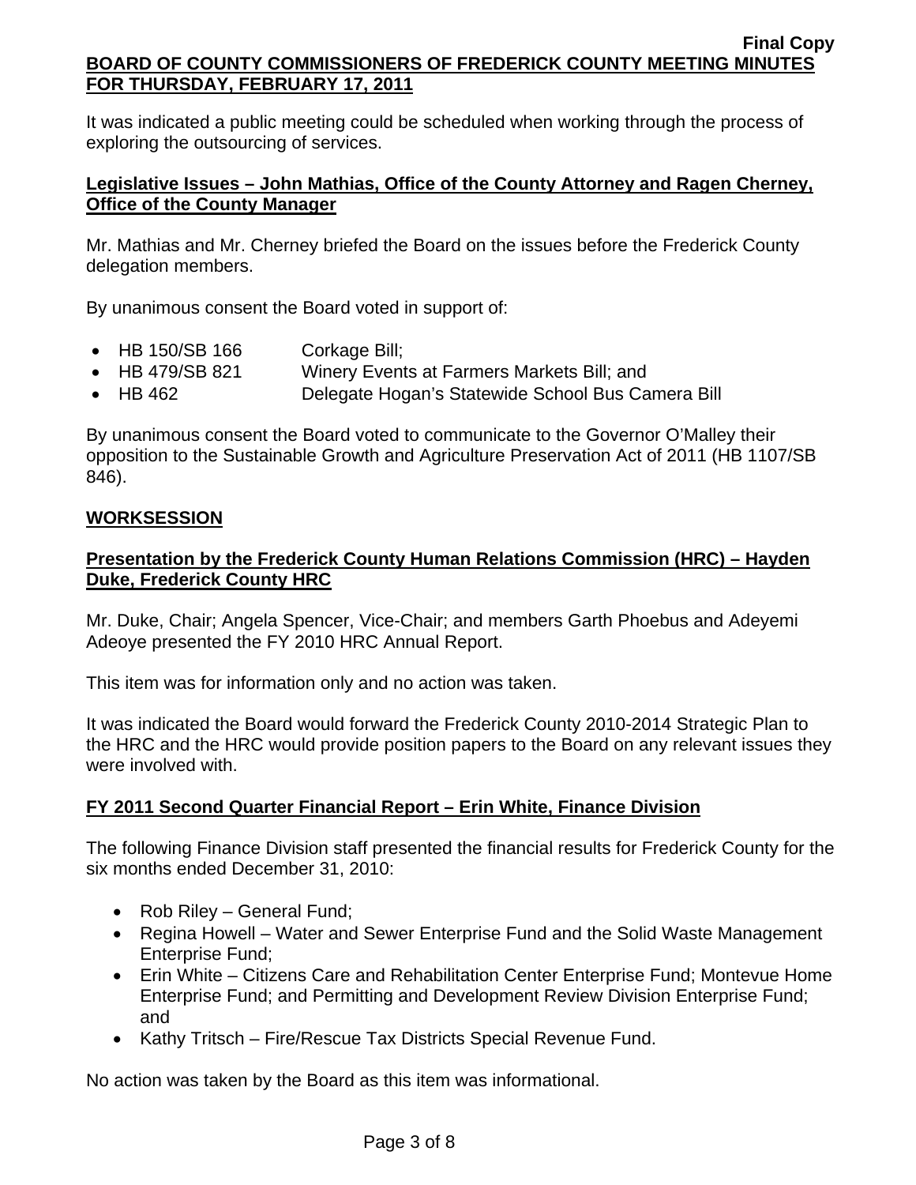It was indicated a public meeting could be scheduled when working through the process of exploring the outsourcing of services.

**Legislative Issues – John Mathias, Office of the County Attorney and Ragen Cherney, Office of the County Manager**

Mr. Mathias and Mr. Cherney briefed the Board on the issues before the Frederick County delegation members.

By unanimous consent the Board voted in support of:

- HB 150/SB 166 Corkage Bill;
- HB 479/SB 821 Winery Events at Farmers Markets Bill; and
- HB 462 Delegate Hogan's Statewide School Bus Camera Bill

By unanimous consent the Board voted to communicate to the Governor O'Malley their opposition to the Sustainable Growth and Agriculture Preservation Act of 2011 (HB 1107/SB 846).

**WORKSESSION**

**Presentation by the Frederick County Human Relations Commission (HRC) – Hayden Duke, Frederick County HRC**

Mr. Duke, Chair; Angela Spencer, Vice-Chair; and members Garth Phoebus and Adeyemi Adeoye presented the FY 2010 HRC Annual Report.

This item was for information only and no action was taken.

It was indicated the Board would forward the Frederick County 2010-2014 Strategic Plan to the HRC and the HRC would provide position papers to the Board on any relevant issues they were involved with.

**FY 2011 Second Quarter Financial Report – Erin White, Finance Division**

The following Finance Division staff presented the financial results for Frederick County for the six months ended December 31, 2010:

- Rob Riley – General Fund;
- Regina Howell – Water and Sewer Enterprise Fund and the Solid Waste Management Enterprise Fund;
- Erin White – Citizens Care and Rehabilitation Center Enterprise Fund; Montevue Home Enterprise Fund; and Permitting and Development Review Division Enterprise Fund; and
- Kathy Tritsch – Fire/Rescue Tax Districts Special Revenue Fund.

No action was taken by the Board as this item was informational.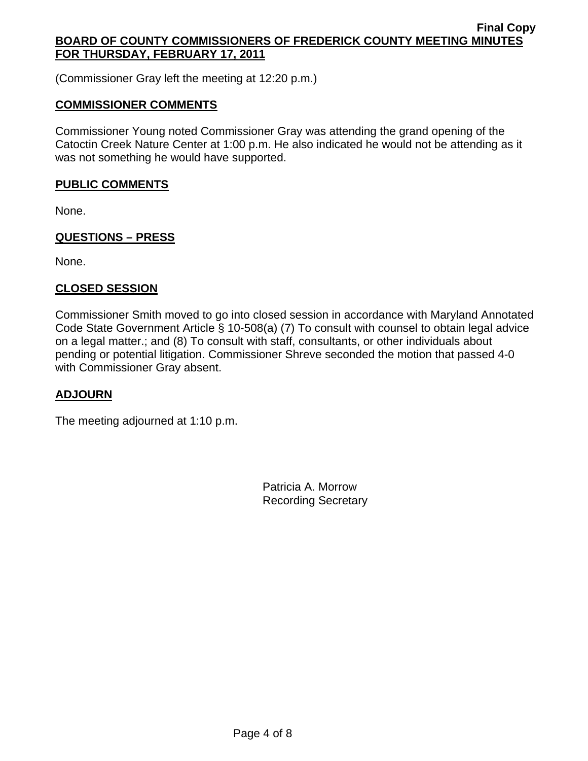(Commissioner Gray left the meeting at 12:20 p.m.)

## COMMISSIONER COMMENTS

Commissioner Young noted Commissioner Gray was attending the grand opening of the Catoctin Creek Nature Center at 1:00 p.m. He also indicated he would not be attending as it was not something he would have supported.

## PUBLIC COMMENTS

None.

## QUESTIONS – PRESS

None.

## CLOSED SESSION

Commissioner Smith moved to go into closed session in accordance with Maryland Annotated Code State Government Article § 10-508(a) (7) To consult with counsel to obtain legal advice on a legal matter.; and (8) To consult with staff, consultants, or other individuals about pending or potential litigation. Commissioner Shreve seconded the motion that passed 4-0 with Commissioner Gray absent.

## ADJOURN

The meeting adjourned at 1:10 p.m.

Patricia A. Morrow
Recording Secretary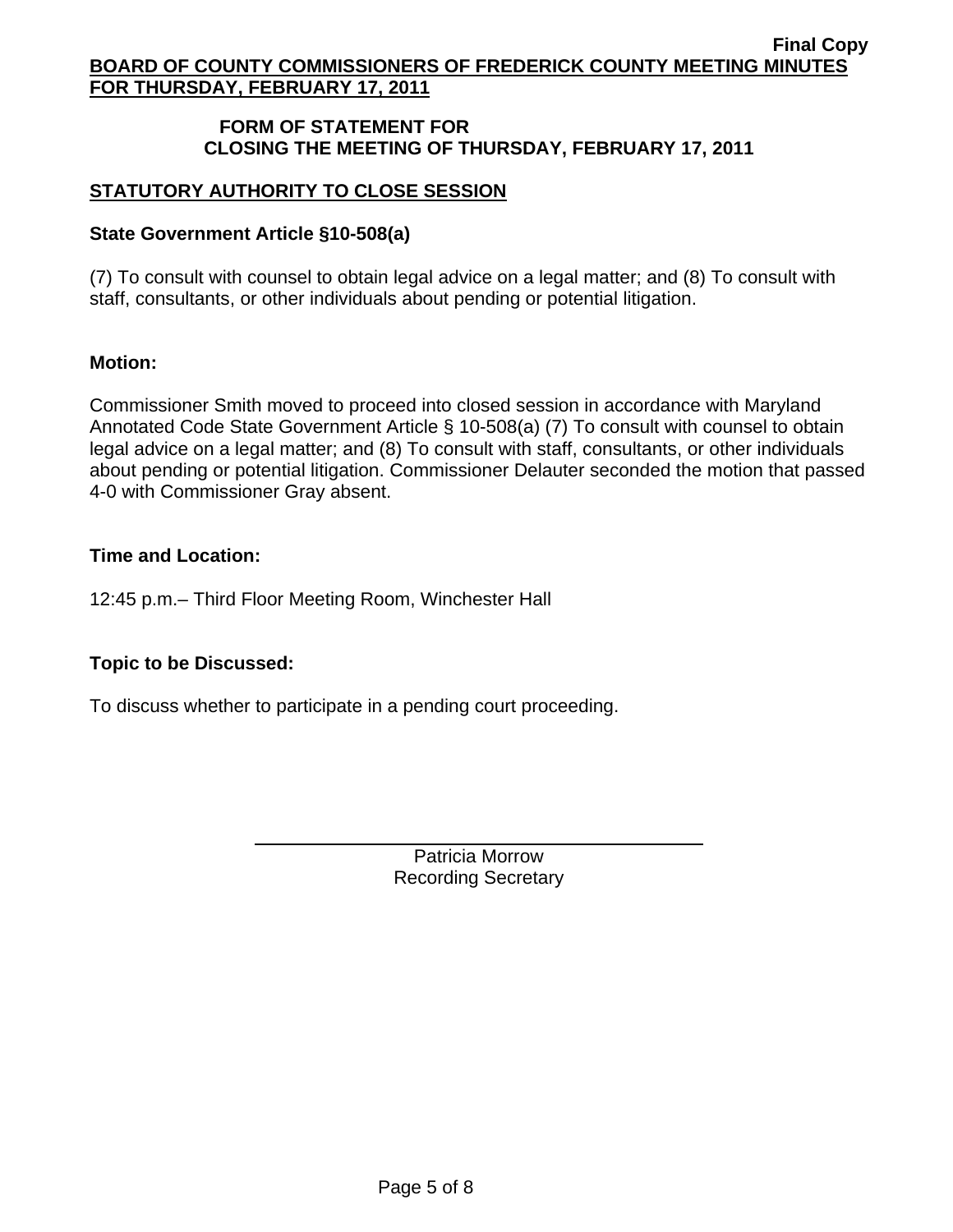## FORM OF STATEMENT FOR CLOSING THE MEETING OF THURSDAY, FEBRUARY 17, 2011

### STATUTORY AUTHORITY TO CLOSE SESSION

**State Government Article §10-508(a)**

(7) To consult with counsel to obtain legal advice on a legal matter; and (8) To consult with staff, consultants, or other individuals about pending or potential litigation.

**Motion:**

Commissioner Smith moved to proceed into closed session in accordance with Maryland Annotated Code State Government Article § 10-508(a) (7) To consult with counsel to obtain legal advice on a legal matter; and (8) To consult with staff, consultants, or other individuals about pending or potential litigation. Commissioner Delauter seconded the motion that passed 4-0 with Commissioner Gray absent.

**Time and Location:**

12:45 p.m.– Third Floor Meeting Room, Winchester Hall

**Topic to be Discussed:**

To discuss whether to participate in a pending court proceeding.

Patricia Morrow
Recording Secretary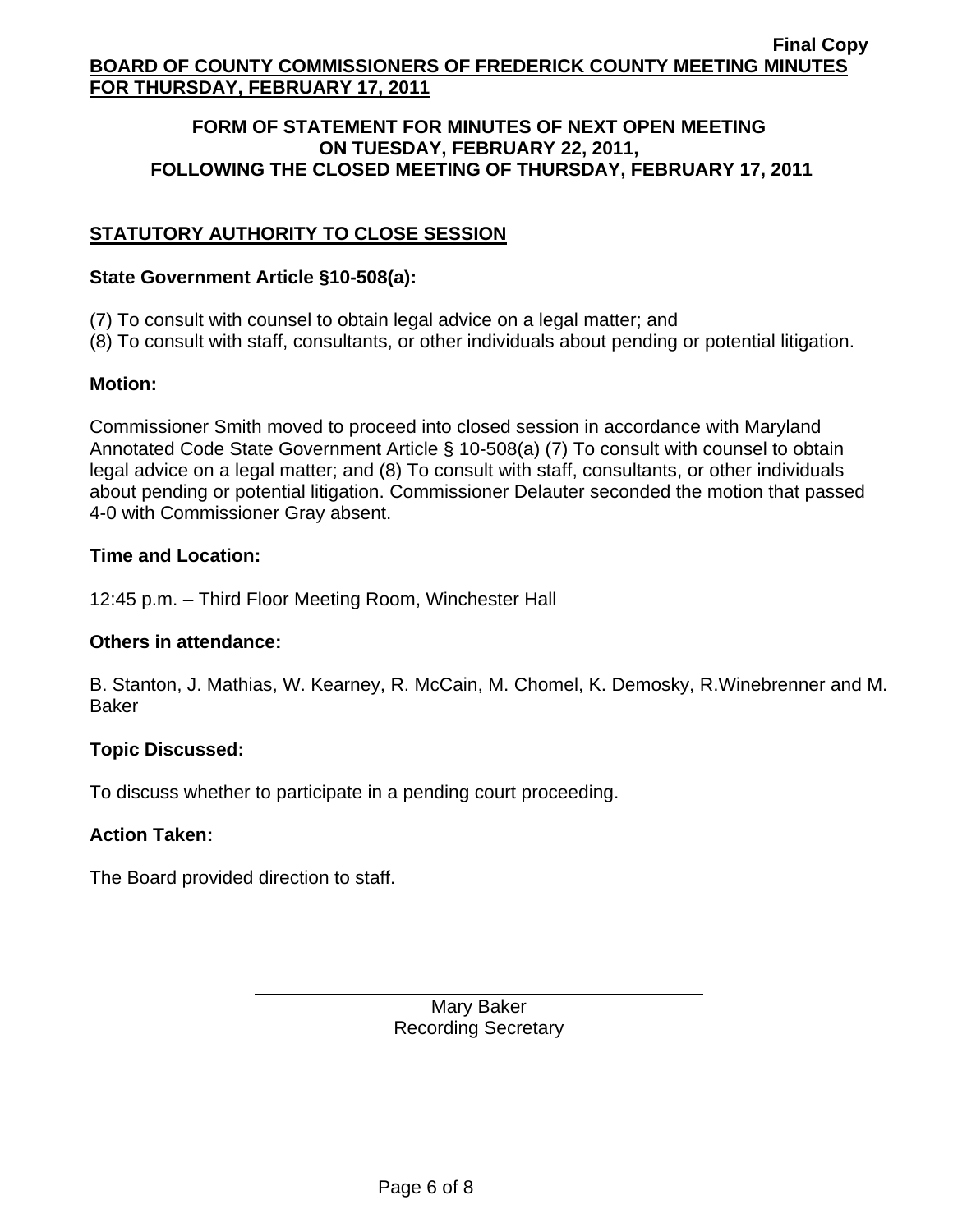**FORM OF STATEMENT FOR MINUTES OF NEXT OPEN MEETING ON TUESDAY, FEBRUARY 22, 2011, FOLLOWING THE CLOSED MEETING OF THURSDAY, FEBRUARY 17, 2011**

## STATUTORY AUTHORITY TO CLOSE SESSION

**State Government Article §10-508(a):**

(7) To consult with counsel to obtain legal advice on a legal matter; and
(8) To consult with staff, consultants, or other individuals about pending or potential litigation.

**Motion:**

Commissioner Smith moved to proceed into closed session in accordance with Maryland Annotated Code State Government Article § 10-508(a) (7) To consult with counsel to obtain legal advice on a legal matter; and (8) To consult with staff, consultants, or other individuals about pending or potential litigation. Commissioner Delauter seconded the motion that passed 4-0 with Commissioner Gray absent.

**Time and Location:**

12:45 p.m. – Third Floor Meeting Room, Winchester Hall

**Others in attendance:**

B. Stanton, J. Mathias, W. Kearney, R. McCain, M. Chomel, K. Demosky, R.Winebrenner and M. Baker

**Topic Discussed:**

To discuss whether to participate in a pending court proceeding.

**Action Taken:**

The Board provided direction to staff.

Mary Baker
Recording Secretary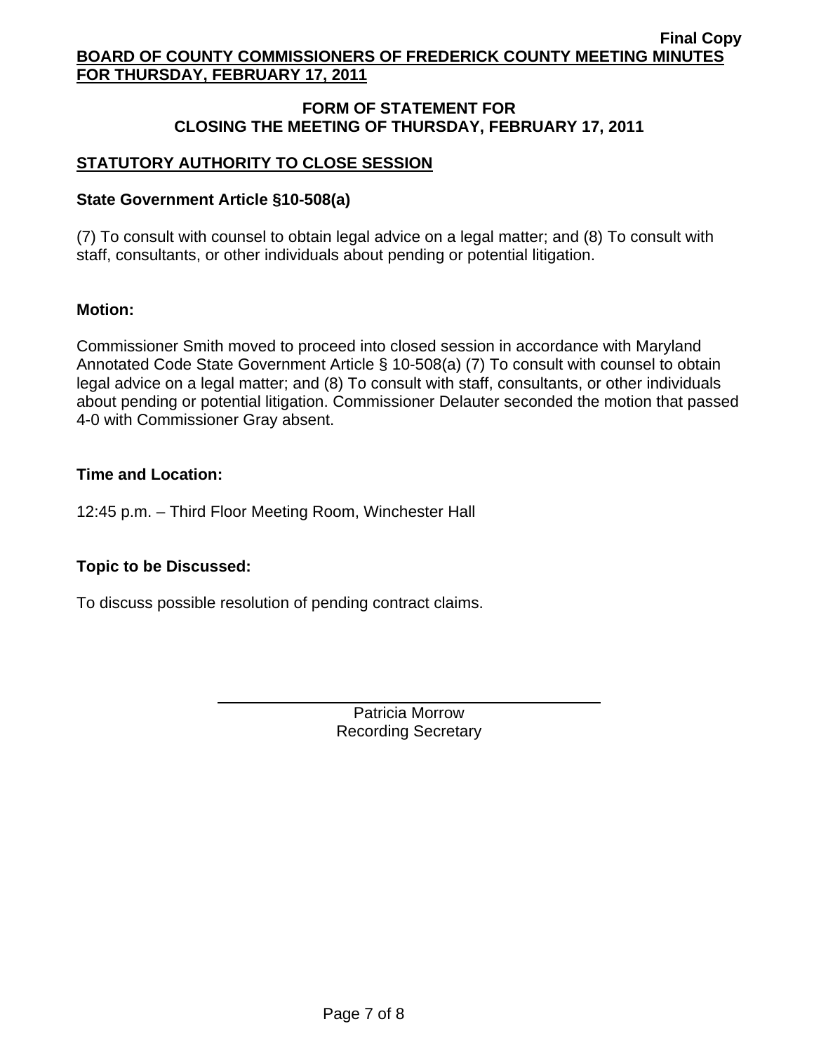## FORM OF STATEMENT FOR CLOSING THE MEETING OF THURSDAY, FEBRUARY 17, 2011

## STATUTORY AUTHORITY TO CLOSE SESSION

### State Government Article §10-508(a)

(7) To consult with counsel to obtain legal advice on a legal matter; and (8) To consult with staff, consultants, or other individuals about pending or potential litigation.

### Motion:

Commissioner Smith moved to proceed into closed session in accordance with Maryland Annotated Code State Government Article § 10-508(a) (7) To consult with counsel to obtain legal advice on a legal matter; and (8) To consult with staff, consultants, or other individuals about pending or potential litigation. Commissioner Delauter seconded the motion that passed 4-0 with Commissioner Gray absent.

### Time and Location:

12:45 p.m. – Third Floor Meeting Room, Winchester Hall

### Topic to be Discussed:

To discuss possible resolution of pending contract claims.

Patricia Morrow
Recording Secretary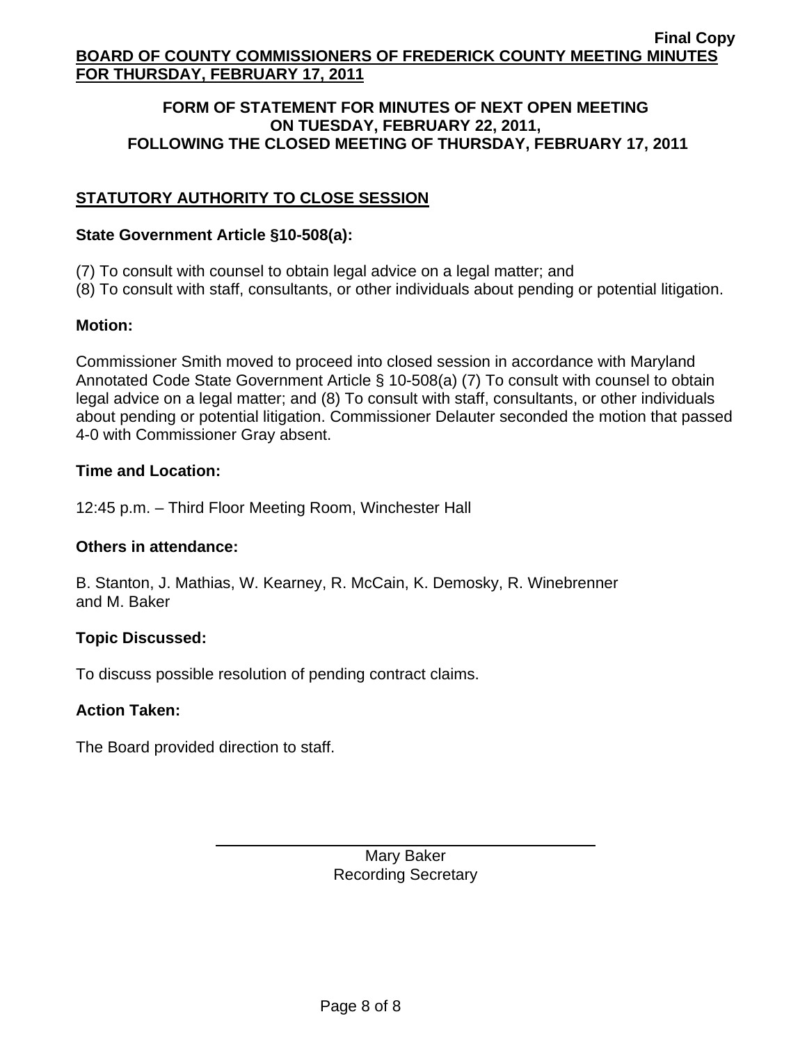## FORM OF STATEMENT FOR MINUTES OF NEXT OPEN MEETING ON TUESDAY, FEBRUARY 22, 2011, FOLLOWING THE CLOSED MEETING OF THURSDAY, FEBRUARY 17, 2011

### STATUTORY AUTHORITY TO CLOSE SESSION

**State Government Article §10-508(a):**

(7) To consult with counsel to obtain legal advice on a legal matter; and
(8) To consult with staff, consultants, or other individuals about pending or potential litigation.

**Motion:**

Commissioner Smith moved to proceed into closed session in accordance with Maryland Annotated Code State Government Article § 10-508(a) (7) To consult with counsel to obtain legal advice on a legal matter; and (8) To consult with staff, consultants, or other individuals about pending or potential litigation. Commissioner Delauter seconded the motion that passed 4-0 with Commissioner Gray absent.

**Time and Location:**

12:45 p.m. – Third Floor Meeting Room, Winchester Hall

**Others in attendance:**

B. Stanton, J. Mathias, W. Kearney, R. McCain, K. Demosky, R. Winebrenner and M. Baker

**Topic Discussed:**

To discuss possible resolution of pending contract claims.

**Action Taken:**

The Board provided direction to staff.

Mary Baker
Recording Secretary